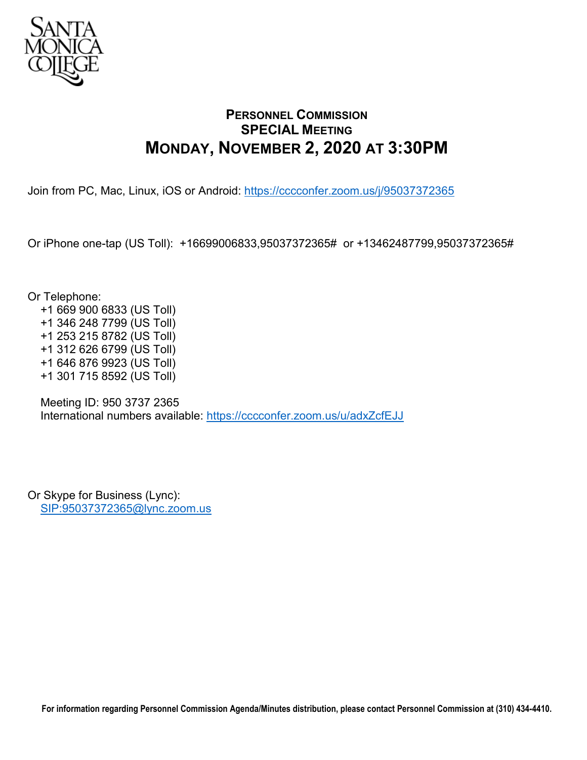SANTA MONICA COLLEGE

# PERSONNEL COMMISSION
## SPECIAL MEETING
## MONDAY, NOVEMBER 2, 2020 AT 3:30PM

Join from PC, Mac, Linux, iOS or Android: https://cccconfer.zoom.us/j/95037372365

Or iPhone one-tap (US Toll): +16699006833,95037372365# or +13462487799,95037372365#

Or Telephone:
- +1 669 900 6833 (US Toll)
- +1 346 248 7799 (US Toll)
- +1 253 215 8782 (US Toll)
- +1 312 626 6799 (US Toll)
- +1 646 876 9923 (US Toll)
- +1 301 715 8592 (US Toll)

Meeting ID: 950 3737 2365
International numbers available: https://cccconfer.zoom.us/u/adxZcfEJJ

Or Skype for Business (Lync):
SIP:95037372365@lync.zoom.us

**For information regarding Personnel Commission Agenda/Minutes distribution, please contact Personnel Commission at (310) 434-4410.**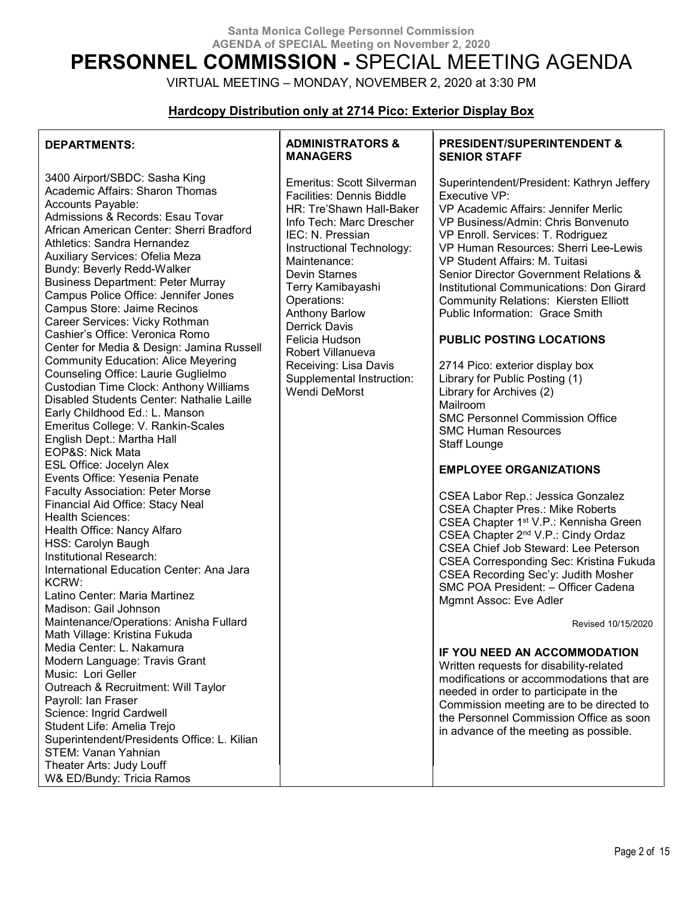Santa Monica College Personnel Commission
AGENDA of SPECIAL Meeting on November 2, 2020

# PERSONNEL COMMISSION - SPECIAL MEETING AGENDA

VIRTUAL MEETING – MONDAY, NOVEMBER 2, 2020 at 3:30 PM

**Hardcopy Distribution only at 2714 Pico: Exterior Display Box**

### DEPARTMENTS:

3400 Airport/SBDC: Sasha King
Academic Affairs: Sharon Thomas
Accounts Payable:
Admissions & Records: Esau Tovar
African American Center: Sherri Bradford
Athletics: Sandra Hernandez
Auxiliary Services: Ofelia Meza
Bundy: Beverly Redd-Walker
Business Department: Peter Murray
Campus Police Office: Jennifer Jones
Campus Store: Jaime Recinos
Career Services: Vicky Rothman
Cashier's Office: Veronica Romo
Center for Media & Design: Jamina Russell
Community Education: Alice Meyering
Counseling Office: Laurie Guglielmo
Custodian Time Clock: Anthony Williams
Disabled Students Center: Nathalie Laille
Early Childhood Ed.: L. Manson
Emeritus College: V. Rankin-Scales
English Dept.: Martha Hall
EOP&S: Nick Mata
ESL Office: Jocelyn Alex
Events Office: Yesenia Penate
Faculty Association: Peter Morse
Financial Aid Office: Stacy Neal
Health Sciences:
Health Office: Nancy Alfaro
HSS: Carolyn Baugh
Institutional Research:
International Education Center: Ana Jara
KCRW:
Latino Center: Maria Martinez
Madison: Gail Johnson
Maintenance/Operations: Anisha Fullard
Math Village: Kristina Fukuda
Media Center: L. Nakamura
Modern Language: Travis Grant
Music: Lori Geller
Outreach & Recruitment: Will Taylor
Payroll: Ian Fraser
Science: Ingrid Cardwell
Student Life: Amelia Trejo
Superintendent/Presidents Office: L. Kilian
STEM: Vanan Yahnian
Theater Arts: Judy Louff
W& ED/Bundy: Tricia Ramos

### ADMINISTRATORS & MANAGERS

Emeritus: Scott Silverman
Facilities: Dennis Biddle
HR: Tre'Shawn Hall-Baker
Info Tech: Marc Drescher
IEC: N. Pressian
Instructional Technology:
Maintenance:
Devin Starnes
Terry Kamibayashi
Operations:
Anthony Barlow
Derrick Davis
Felicia Hudson
Robert Villanueva
Receiving: Lisa Davis
Supplemental Instruction:
Wendi DeMorst

### PRESIDENT/SUPERINTENDENT & SENIOR STAFF

Superintendent/President: Kathryn Jeffery
Executive VP:
VP Academic Affairs: Jennifer Merlic
VP Business/Admin: Chris Bonvenuto
VP Enroll. Services: T. Rodriguez
VP Human Resources: Sherri Lee-Lewis
VP Student Affairs: M. Tuitasi
Senior Director Government Relations & Institutional Communications: Don Girard
Community Relations: Kiersten Elliott
Public Information: Grace Smith

### PUBLIC POSTING LOCATIONS

2714 Pico: exterior display box
Library for Public Posting (1)
Library for Archives (2)
Mailroom
SMC Personnel Commission Office
SMC Human Resources
Staff Lounge

### EMPLOYEE ORGANIZATIONS

CSEA Labor Rep.: Jessica Gonzalez
CSEA Chapter Pres.: Mike Roberts
CSEA Chapter 1st V.P.: Kennisha Green
CSEA Chapter 2nd V.P.: Cindy Ordaz
CSEA Chief Job Steward: Lee Peterson
CSEA Corresponding Sec: Kristina Fukuda
CSEA Recording Sec'y: Judith Mosher
SMC POA President: – Officer Cadena
Mgmnt Assoc: Eve Adler

Revised 10/15/2020

### IF YOU NEED AN ACCOMMODATION

Written requests for disability-related modifications or accommodations that are needed in order to participate in the Commission meeting are to be directed to the Personnel Commission Office as soon in advance of the meeting as possible.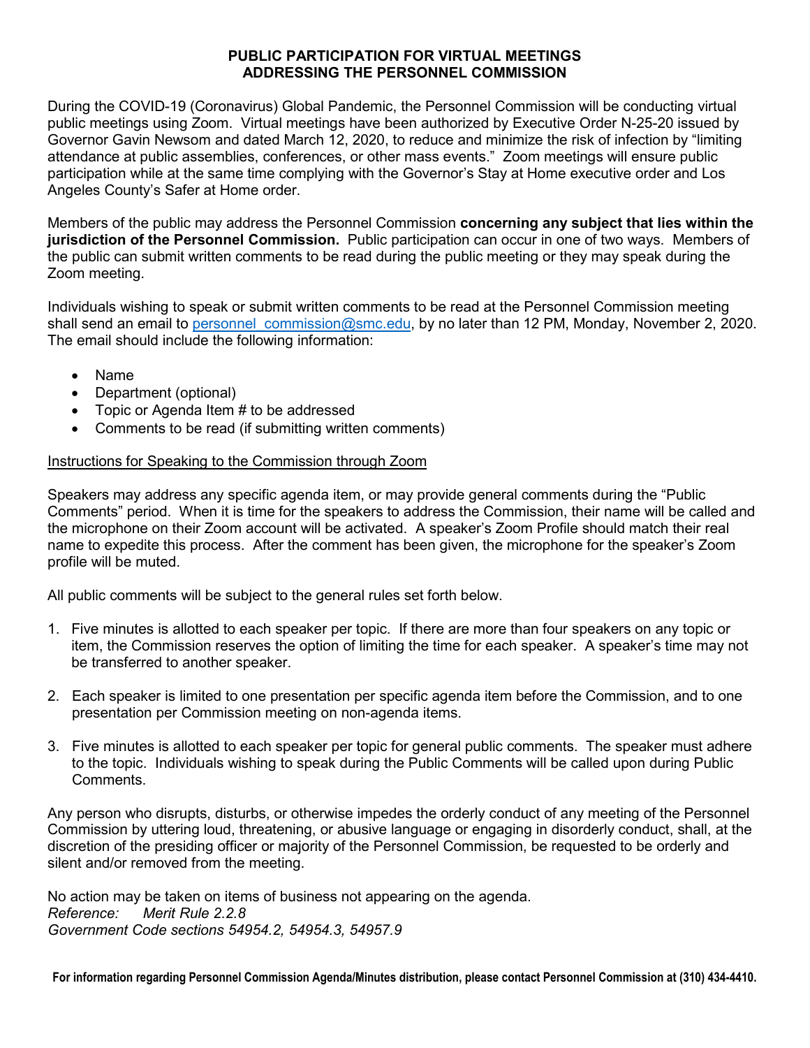# PUBLIC PARTICIPATION FOR VIRTUAL MEETINGS ADDRESSING THE PERSONNEL COMMISSION

During the COVID-19 (Coronavirus) Global Pandemic, the Personnel Commission will be conducting virtual public meetings using Zoom. Virtual meetings have been authorized by Executive Order N-25-20 issued by Governor Gavin Newsom and dated March 12, 2020, to reduce and minimize the risk of infection by "limiting attendance at public assemblies, conferences, or other mass events." Zoom meetings will ensure public participation while at the same time complying with the Governor's Stay at Home executive order and Los Angeles County's Safer at Home order.

Members of the public may address the Personnel Commission **concerning any subject that lies within the jurisdiction of the Personnel Commission.** Public participation can occur in one of two ways. Members of the public can submit written comments to be read during the public meeting or they may speak during the Zoom meeting.

Individuals wishing to speak or submit written comments to be read at the Personnel Commission meeting shall send an email to personnel_commission@smc.edu, by no later than 12 PM, Monday, November 2, 2020. The email should include the following information:

- Name
- Department (optional)
- Topic or Agenda Item # to be addressed
- Comments to be read (if submitting written comments)

Instructions for Speaking to the Commission through Zoom

Speakers may address any specific agenda item, or may provide general comments during the "Public Comments" period. When it is time for the speakers to address the Commission, their name will be called and the microphone on their Zoom account will be activated. A speaker's Zoom Profile should match their real name to expedite this process. After the comment has been given, the microphone for the speaker's Zoom profile will be muted.

All public comments will be subject to the general rules set forth below.

1. Five minutes is allotted to each speaker per topic. If there are more than four speakers on any topic or item, the Commission reserves the option of limiting the time for each speaker. A speaker's time may not be transferred to another speaker.

2. Each speaker is limited to one presentation per specific agenda item before the Commission, and to one presentation per Commission meeting on non-agenda items.

3. Five minutes is allotted to each speaker per topic for general public comments. The speaker must adhere to the topic. Individuals wishing to speak during the Public Comments will be called upon during Public Comments.

Any person who disrupts, disturbs, or otherwise impedes the orderly conduct of any meeting of the Personnel Commission by uttering loud, threatening, or abusive language or engaging in disorderly conduct, shall, at the discretion of the presiding officer or majority of the Personnel Commission, be requested to be orderly and silent and/or removed from the meeting.

No action may be taken on items of business not appearing on the agenda.
*Reference: Merit Rule 2.2.8*
*Government Code sections 54954.2, 54954.3, 54957.9*

**For information regarding Personnel Commission Agenda/Minutes distribution, please contact Personnel Commission at (310) 434-4410.**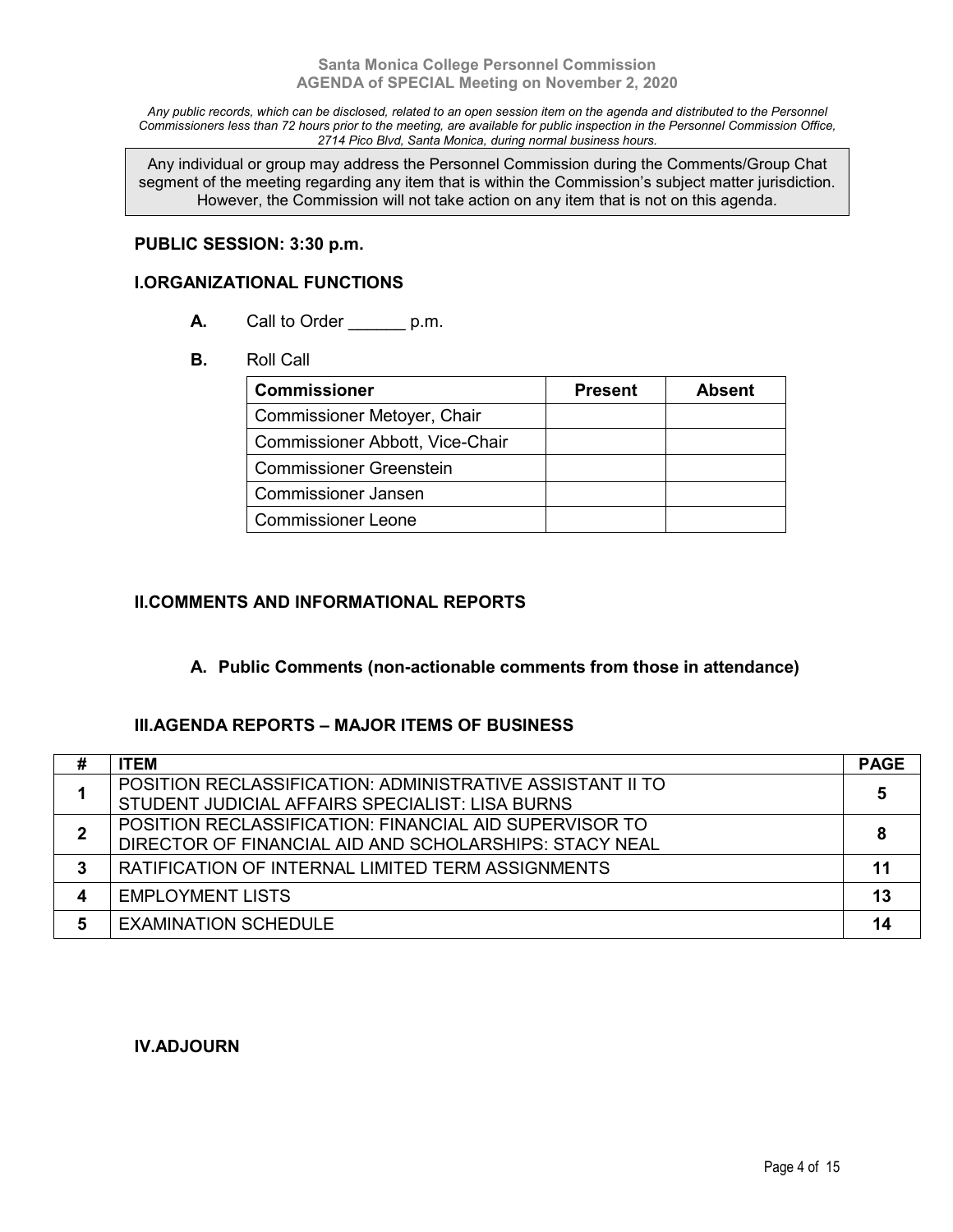**Santa Monica College Personnel Commission**
**AGENDA of SPECIAL Meeting on November 2, 2020**

*Any public records, which can be disclosed, related to an open session item on the agenda and distributed to the Personnel Commissioners less than 72 hours prior to the meeting, are available for public inspection in the Personnel Commission Office, 2714 Pico Blvd, Santa Monica, during normal business hours.*

> Any individual or group may address the Personnel Commission during the Comments/Group Chat segment of the meeting regarding any item that is within the Commission's subject matter jurisdiction. However, the Commission will not take action on any item that is not on this agenda.

**PUBLIC SESSION: 3:30 p.m.**

## I. ORGANIZATIONAL FUNCTIONS

**A.** Call to Order ______ p.m.

**B.** Roll Call

| Commissioner | Present | Absent |
|---|---|---|
| Commissioner Metoyer, Chair | | |
| Commissioner Abbott, Vice-Chair | | |
| Commissioner Greenstein | | |
| Commissioner Jansen | | |
| Commissioner Leone | | |

## II. COMMENTS AND INFORMATIONAL REPORTS

### A. Public Comments (non-actionable comments from those in attendance)

## III. AGENDA REPORTS – MAJOR ITEMS OF BUSINESS

| # | ITEM | PAGE |
|---|---|---|
| 1 | POSITION RECLASSIFICATION: ADMINISTRATIVE ASSISTANT II TO STUDENT JUDICIAL AFFAIRS SPECIALIST: LISA BURNS | 5 |
| 2 | POSITION RECLASSIFICATION: FINANCIAL AID SUPERVISOR TO DIRECTOR OF FINANCIAL AID AND SCHOLARSHIPS: STACY NEAL | 8 |
| 3 | RATIFICATION OF INTERNAL LIMITED TERM ASSIGNMENTS | 11 |
| 4 | EMPLOYMENT LISTS | 13 |
| 5 | EXAMINATION SCHEDULE | 14 |

## IV. ADJOURN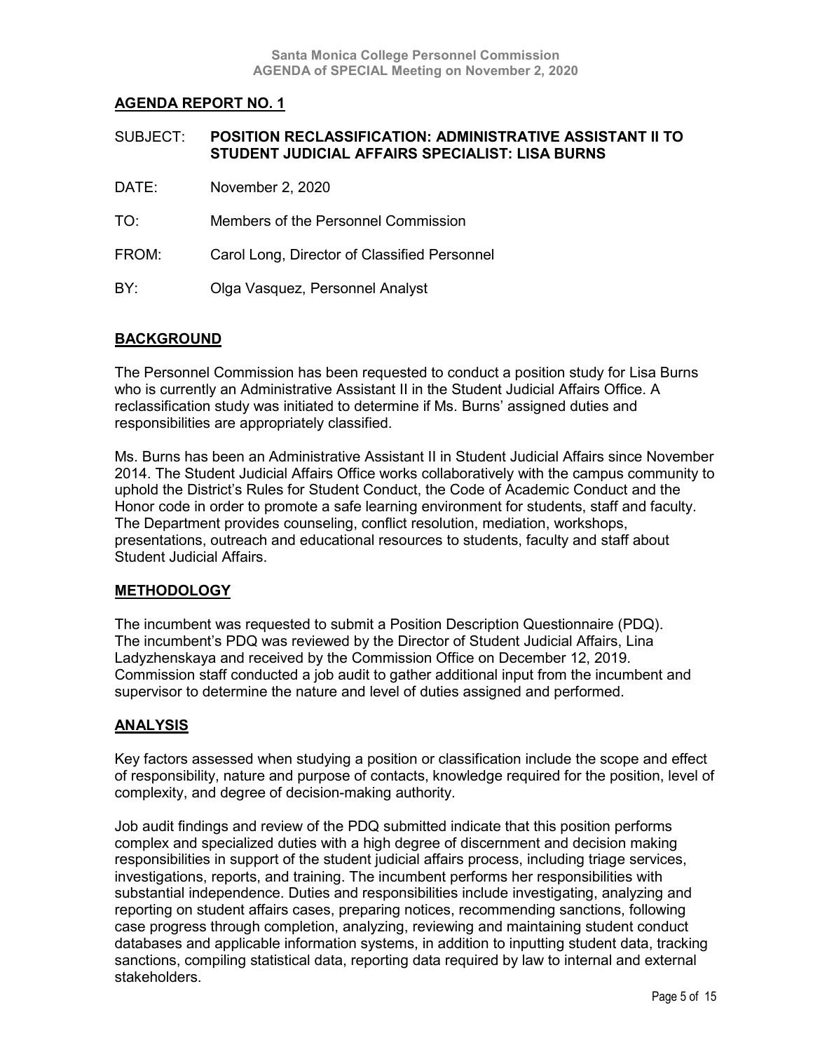## AGENDA REPORT NO. 1

SUBJECT: **POSITION RECLASSIFICATION: ADMINISTRATIVE ASSISTANT II TO STUDENT JUDICIAL AFFAIRS SPECIALIST: LISA BURNS**

DATE: November 2, 2020

TO: Members of the Personnel Commission

FROM: Carol Long, Director of Classified Personnel

BY: Olga Vasquez, Personnel Analyst

## BACKGROUND

The Personnel Commission has been requested to conduct a position study for Lisa Burns who is currently an Administrative Assistant II in the Student Judicial Affairs Office. A reclassification study was initiated to determine if Ms. Burns' assigned duties and responsibilities are appropriately classified.

Ms. Burns has been an Administrative Assistant II in Student Judicial Affairs since November 2014. The Student Judicial Affairs Office works collaboratively with the campus community to uphold the District's Rules for Student Conduct, the Code of Academic Conduct and the Honor code in order to promote a safe learning environment for students, staff and faculty. The Department provides counseling, conflict resolution, mediation, workshops, presentations, outreach and educational resources to students, faculty and staff about Student Judicial Affairs.

## METHODOLOGY

The incumbent was requested to submit a Position Description Questionnaire (PDQ). The incumbent's PDQ was reviewed by the Director of Student Judicial Affairs, Lina Ladyzhenskaya and received by the Commission Office on December 12, 2019. Commission staff conducted a job audit to gather additional input from the incumbent and supervisor to determine the nature and level of duties assigned and performed.

## ANALYSIS

Key factors assessed when studying a position or classification include the scope and effect of responsibility, nature and purpose of contacts, knowledge required for the position, level of complexity, and degree of decision-making authority.

Job audit findings and review of the PDQ submitted indicate that this position performs complex and specialized duties with a high degree of discernment and decision making responsibilities in support of the student judicial affairs process, including triage services, investigations, reports, and training. The incumbent performs her responsibilities with substantial independence. Duties and responsibilities include investigating, analyzing and reporting on student affairs cases, preparing notices, recommending sanctions, following case progress through completion, analyzing, reviewing and maintaining student conduct databases and applicable information systems, in addition to inputting student data, tracking sanctions, compiling statistical data, reporting data required by law to internal and external stakeholders.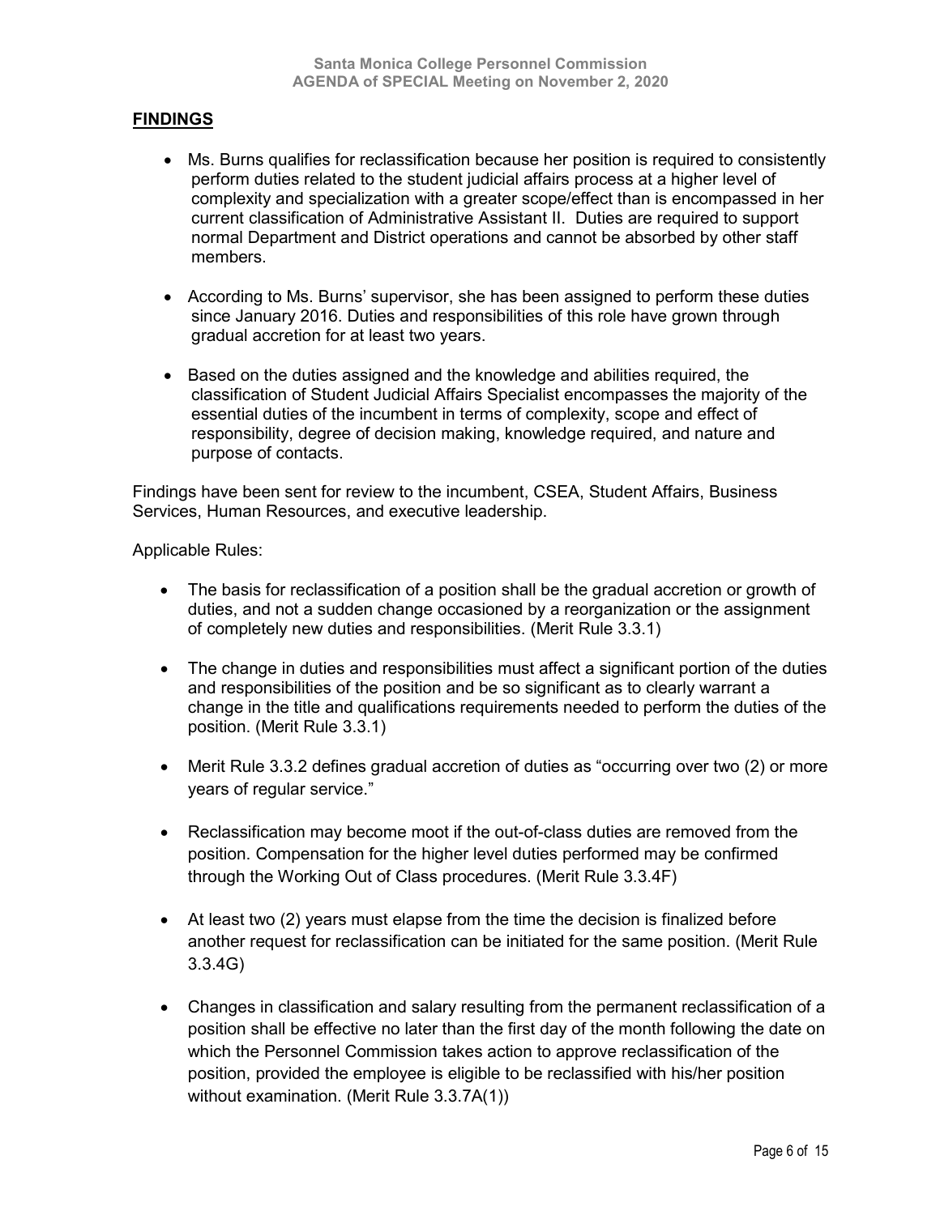## FINDINGS

- Ms. Burns qualifies for reclassification because her position is required to consistently perform duties related to the student judicial affairs process at a higher level of complexity and specialization with a greater scope/effect than is encompassed in her current classification of Administrative Assistant II. Duties are required to support normal Department and District operations and cannot be absorbed by other staff members.

- According to Ms. Burns' supervisor, she has been assigned to perform these duties since January 2016. Duties and responsibilities of this role have grown through gradual accretion for at least two years.

- Based on the duties assigned and the knowledge and abilities required, the classification of Student Judicial Affairs Specialist encompasses the majority of the essential duties of the incumbent in terms of complexity, scope and effect of responsibility, degree of decision making, knowledge required, and nature and purpose of contacts.

Findings have been sent for review to the incumbent, CSEA, Student Affairs, Business Services, Human Resources, and executive leadership.

Applicable Rules:

- The basis for reclassification of a position shall be the gradual accretion or growth of duties, and not a sudden change occasioned by a reorganization or the assignment of completely new duties and responsibilities. (Merit Rule 3.3.1)

- The change in duties and responsibilities must affect a significant portion of the duties and responsibilities of the position and be so significant as to clearly warrant a change in the title and qualifications requirements needed to perform the duties of the position. (Merit Rule 3.3.1)

- Merit Rule 3.3.2 defines gradual accretion of duties as "occurring over two (2) or more years of regular service."

- Reclassification may become moot if the out-of-class duties are removed from the position. Compensation for the higher level duties performed may be confirmed through the Working Out of Class procedures. (Merit Rule 3.3.4F)

- At least two (2) years must elapse from the time the decision is finalized before another request for reclassification can be initiated for the same position. (Merit Rule 3.3.4G)

- Changes in classification and salary resulting from the permanent reclassification of a position shall be effective no later than the first day of the month following the date on which the Personnel Commission takes action to approve reclassification of the position, provided the employee is eligible to be reclassified with his/her position without examination. (Merit Rule 3.3.7A(1))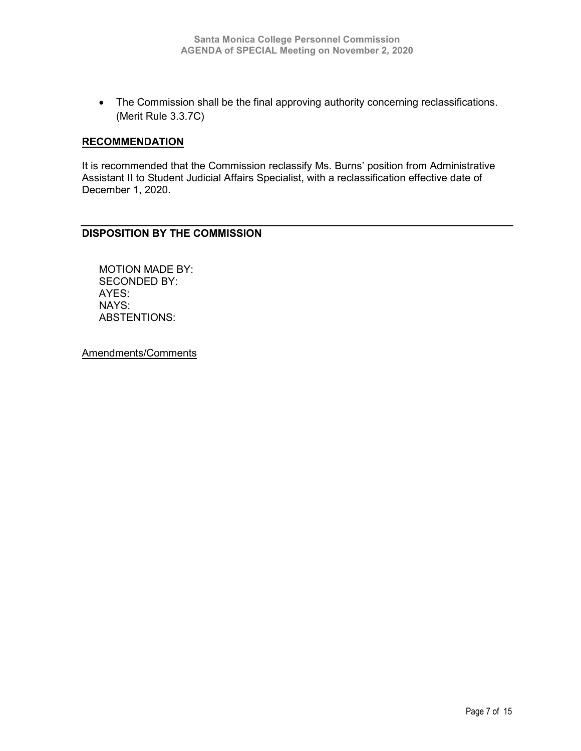- The Commission shall be the final approving authority concerning reclassifications. (Merit Rule 3.3.7C)

## RECOMMENDATION

It is recommended that the Commission reclassify Ms. Burns' position from Administrative Assistant II to Student Judicial Affairs Specialist, with a reclassification effective date of December 1, 2020.

---

## DISPOSITION BY THE COMMISSION

MOTION MADE BY:
SECONDED BY:
AYES:
NAYS:
ABSTENTIONS:

Amendments/Comments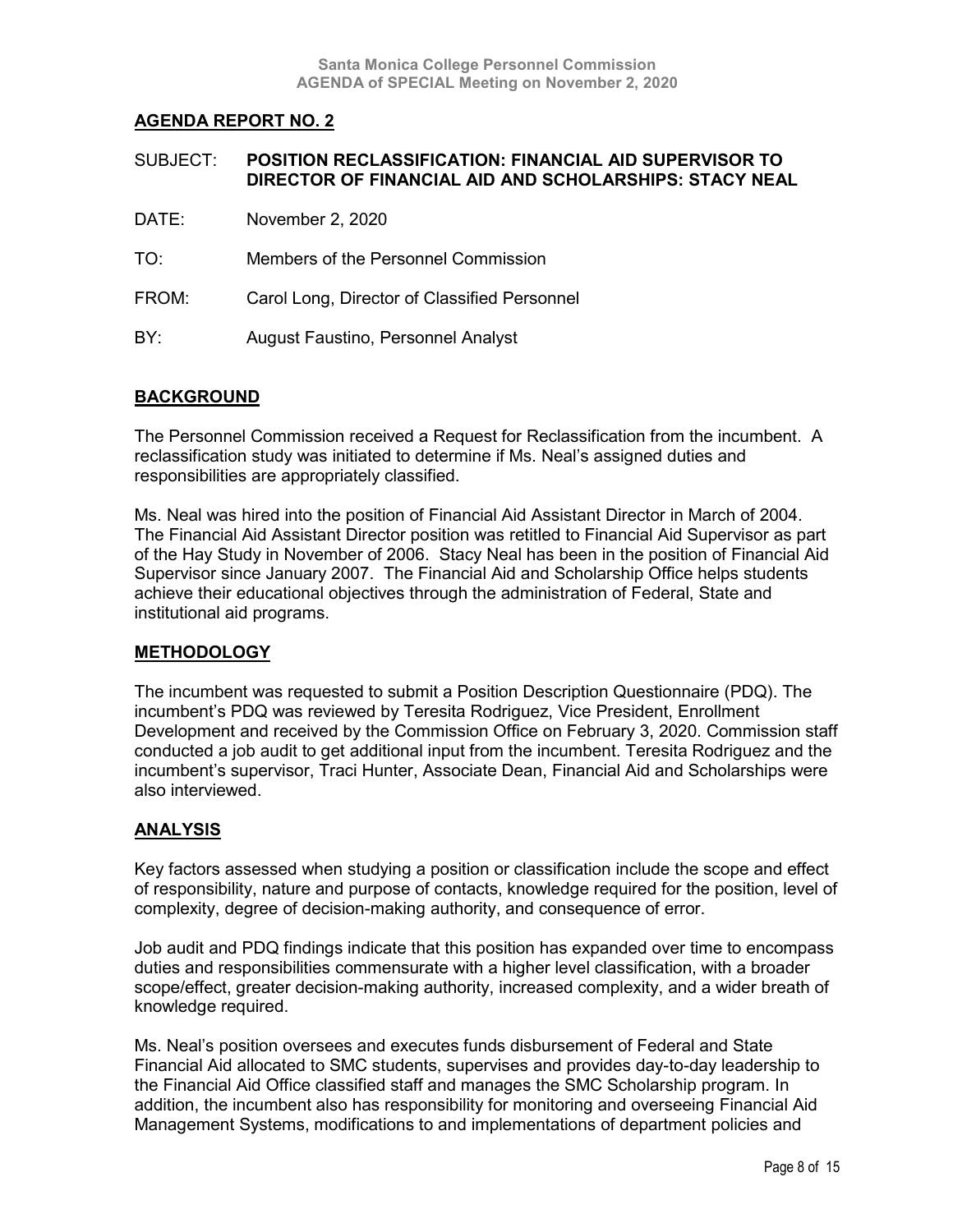## AGENDA REPORT NO. 2

SUBJECT: **POSITION RECLASSIFICATION: FINANCIAL AID SUPERVISOR TO DIRECTOR OF FINANCIAL AID AND SCHOLARSHIPS: STACY NEAL**

DATE: November 2, 2020

TO: Members of the Personnel Commission

FROM: Carol Long, Director of Classified Personnel

BY: August Faustino, Personnel Analyst

## BACKGROUND

The Personnel Commission received a Request for Reclassification from the incumbent. A reclassification study was initiated to determine if Ms. Neal's assigned duties and responsibilities are appropriately classified.

Ms. Neal was hired into the position of Financial Aid Assistant Director in March of 2004. The Financial Aid Assistant Director position was retitled to Financial Aid Supervisor as part of the Hay Study in November of 2006. Stacy Neal has been in the position of Financial Aid Supervisor since January 2007. The Financial Aid and Scholarship Office helps students achieve their educational objectives through the administration of Federal, State and institutional aid programs.

## METHODOLOGY

The incumbent was requested to submit a Position Description Questionnaire (PDQ). The incumbent's PDQ was reviewed by Teresita Rodriguez, Vice President, Enrollment Development and received by the Commission Office on February 3, 2020. Commission staff conducted a job audit to get additional input from the incumbent. Teresita Rodriguez and the incumbent's supervisor, Traci Hunter, Associate Dean, Financial Aid and Scholarships were also interviewed.

## ANALYSIS

Key factors assessed when studying a position or classification include the scope and effect of responsibility, nature and purpose of contacts, knowledge required for the position, level of complexity, degree of decision-making authority, and consequence of error.

Job audit and PDQ findings indicate that this position has expanded over time to encompass duties and responsibilities commensurate with a higher level classification, with a broader scope/effect, greater decision-making authority, increased complexity, and a wider breath of knowledge required.

Ms. Neal's position oversees and executes funds disbursement of Federal and State Financial Aid allocated to SMC students, supervises and provides day-to-day leadership to the Financial Aid Office classified staff and manages the SMC Scholarship program. In addition, the incumbent also has responsibility for monitoring and overseeing Financial Aid Management Systems, modifications to and implementations of department policies and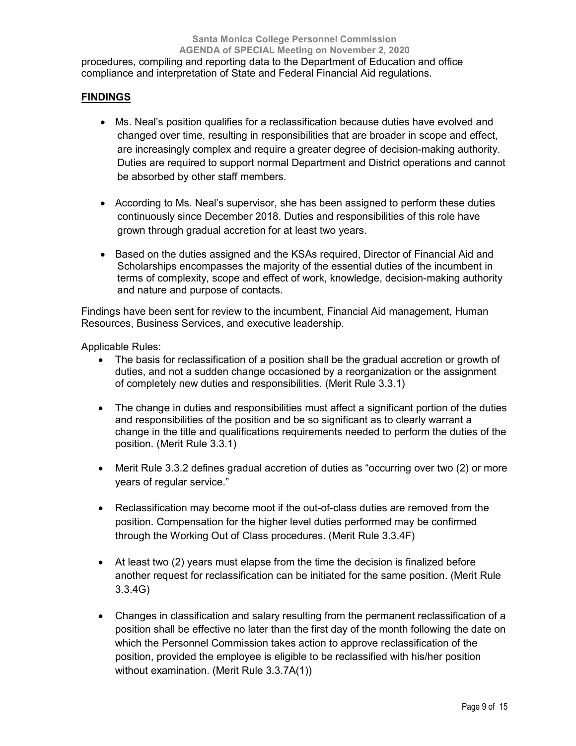procedures, compiling and reporting data to the Department of Education and office compliance and interpretation of State and Federal Financial Aid regulations.

## FINDINGS

- Ms. Neal's position qualifies for a reclassification because duties have evolved and changed over time, resulting in responsibilities that are broader in scope and effect, are increasingly complex and require a greater degree of decision-making authority. Duties are required to support normal Department and District operations and cannot be absorbed by other staff members.

- According to Ms. Neal's supervisor, she has been assigned to perform these duties continuously since December 2018. Duties and responsibilities of this role have grown through gradual accretion for at least two years.

- Based on the duties assigned and the KSAs required, Director of Financial Aid and Scholarships encompasses the majority of the essential duties of the incumbent in terms of complexity, scope and effect of work, knowledge, decision-making authority and nature and purpose of contacts.

Findings have been sent for review to the incumbent, Financial Aid management, Human Resources, Business Services, and executive leadership.

Applicable Rules:

- The basis for reclassification of a position shall be the gradual accretion or growth of duties, and not a sudden change occasioned by a reorganization or the assignment of completely new duties and responsibilities. (Merit Rule 3.3.1)

- The change in duties and responsibilities must affect a significant portion of the duties and responsibilities of the position and be so significant as to clearly warrant a change in the title and qualifications requirements needed to perform the duties of the position. (Merit Rule 3.3.1)

- Merit Rule 3.3.2 defines gradual accretion of duties as "occurring over two (2) or more years of regular service."

- Reclassification may become moot if the out-of-class duties are removed from the position. Compensation for the higher level duties performed may be confirmed through the Working Out of Class procedures. (Merit Rule 3.3.4F)

- At least two (2) years must elapse from the time the decision is finalized before another request for reclassification can be initiated for the same position. (Merit Rule 3.3.4G)

- Changes in classification and salary resulting from the permanent reclassification of a position shall be effective no later than the first day of the month following the date on which the Personnel Commission takes action to approve reclassification of the position, provided the employee is eligible to be reclassified with his/her position without examination. (Merit Rule 3.3.7A(1))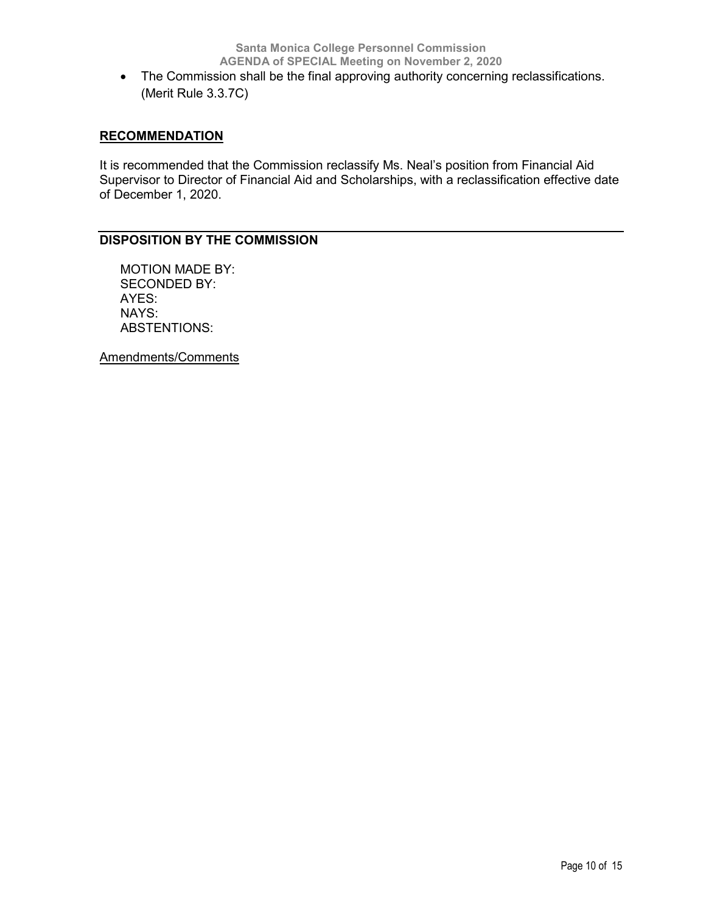- The Commission shall be the final approving authority concerning reclassifications. (Merit Rule 3.3.7C)

## RECOMMENDATION

It is recommended that the Commission reclassify Ms. Neal's position from Financial Aid Supervisor to Director of Financial Aid and Scholarships, with a reclassification effective date of December 1, 2020.

## DISPOSITION BY THE COMMISSION

MOTION MADE BY:
SECONDED BY:
AYES:
NAYS:
ABSTENTIONS:

Amendments/Comments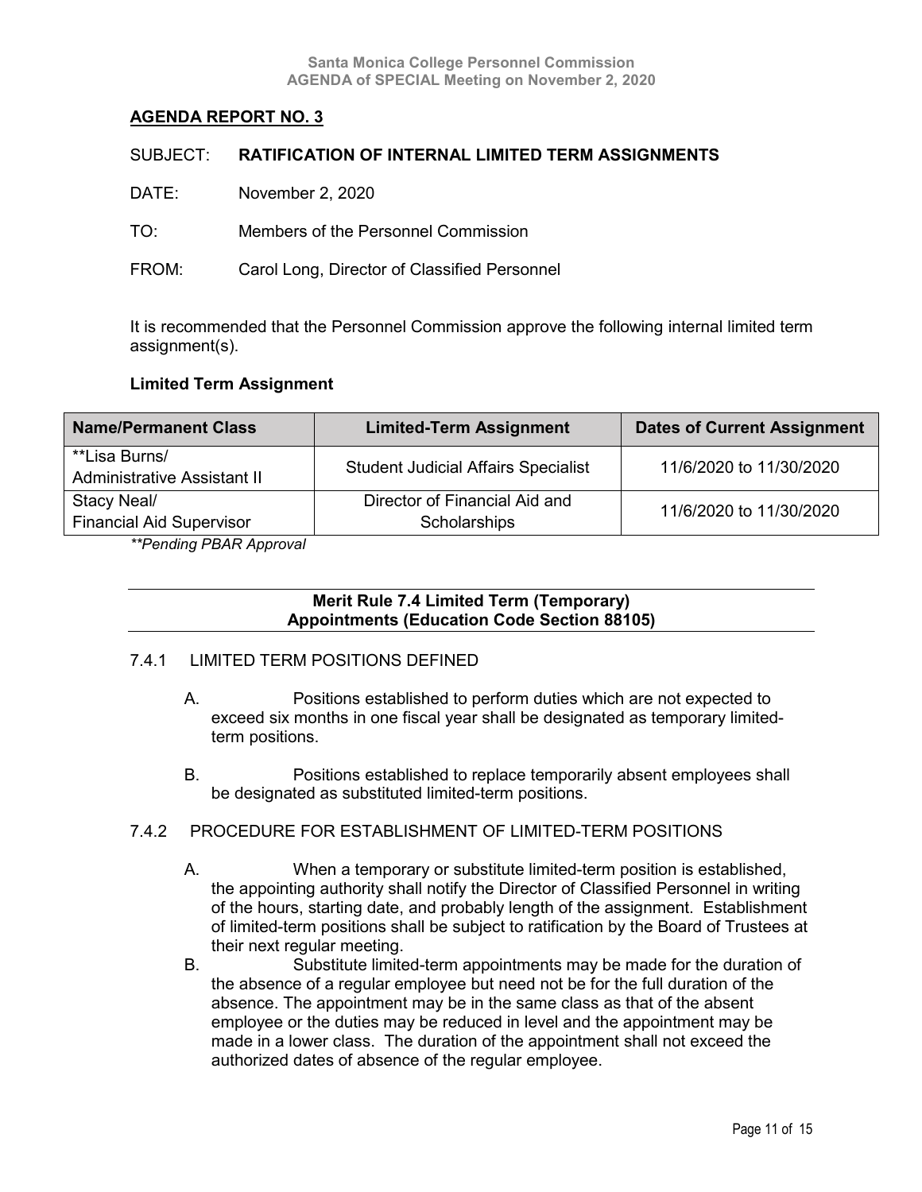Santa Monica College Personnel Commission
AGENDA of SPECIAL Meeting on November 2, 2020

## AGENDA REPORT NO. 3

SUBJECT: **RATIFICATION OF INTERNAL LIMITED TERM ASSIGNMENTS**

DATE: November 2, 2020

TO: Members of the Personnel Commission

FROM: Carol Long, Director of Classified Personnel

It is recommended that the Personnel Commission approve the following internal limited term assignment(s).

### Limited Term Assignment

| Name/Permanent Class | Limited-Term Assignment | Dates of Current Assignment |
|---|---|---|
| **Lisa Burns/ Administrative Assistant II | Student Judicial Affairs Specialist | 11/6/2020 to 11/30/2020 |
| Stacy Neal/ Financial Aid Supervisor | Director of Financial Aid and Scholarships | 11/6/2020 to 11/30/2020 |

*\*\*Pending PBAR Approval*

### Merit Rule 7.4 Limited Term (Temporary) Appointments (Education Code Section 88105)

7.4.1 LIMITED TERM POSITIONS DEFINED

A. Positions established to perform duties which are not expected to exceed six months in one fiscal year shall be designated as temporary limited-term positions.

B. Positions established to replace temporarily absent employees shall be designated as substituted limited-term positions.

7.4.2 PROCEDURE FOR ESTABLISHMENT OF LIMITED-TERM POSITIONS

A. When a temporary or substitute limited-term position is established, the appointing authority shall notify the Director of Classified Personnel in writing of the hours, starting date, and probably length of the assignment. Establishment of limited-term positions shall be subject to ratification by the Board of Trustees at their next regular meeting.

B. Substitute limited-term appointments may be made for the duration of the absence of a regular employee but need not be for the full duration of the absence. The appointment may be in the same class as that of the absent employee or the duties may be reduced in level and the appointment may be made in a lower class. The duration of the appointment shall not exceed the authorized dates of absence of the regular employee.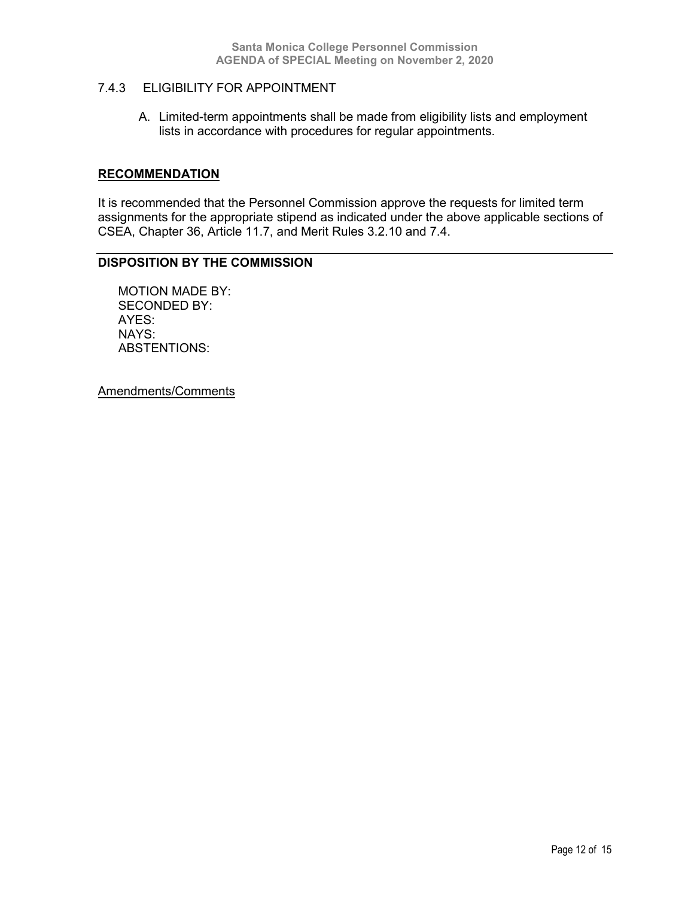### 7.4.3 ELIGIBILITY FOR APPOINTMENT

A. Limited-term appointments shall be made from eligibility lists and employment lists in accordance with procedures for regular appointments.

## RECOMMENDATION

It is recommended that the Personnel Commission approve the requests for limited term assignments for the appropriate stipend as indicated under the above applicable sections of CSEA, Chapter 36, Article 11.7, and Merit Rules 3.2.10 and 7.4.

---

## DISPOSITION BY THE COMMISSION

MOTION MADE BY:
SECONDED BY:
AYES:
NAYS:
ABSTENTIONS:

Amendments/Comments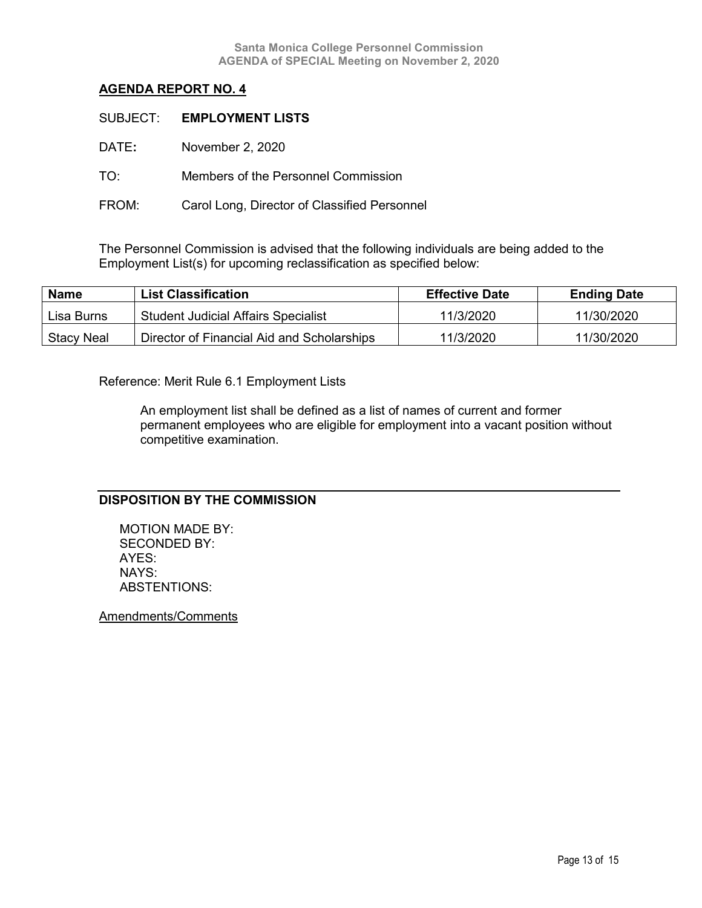## AGENDA REPORT NO. 4

SUBJECT: **EMPLOYMENT LISTS**

DATE**:** November 2, 2020

TO: Members of the Personnel Commission

FROM: Carol Long, Director of Classified Personnel

The Personnel Commission is advised that the following individuals are being added to the Employment List(s) for upcoming reclassification as specified below:

| Name | List Classification | Effective Date | Ending Date |
|---|---|---|---|
| Lisa Burns | Student Judicial Affairs Specialist | 11/3/2020 | 11/30/2020 |
| Stacy Neal | Director of Financial Aid and Scholarships | 11/3/2020 | 11/30/2020 |

Reference: Merit Rule 6.1 Employment Lists

> An employment list shall be defined as a list of names of current and former permanent employees who are eligible for employment into a vacant position without competitive examination.

---

### DISPOSITION BY THE COMMISSION

MOTION MADE BY:
SECONDED BY:
AYES:
NAYS:
ABSTENTIONS:

Amendments/Comments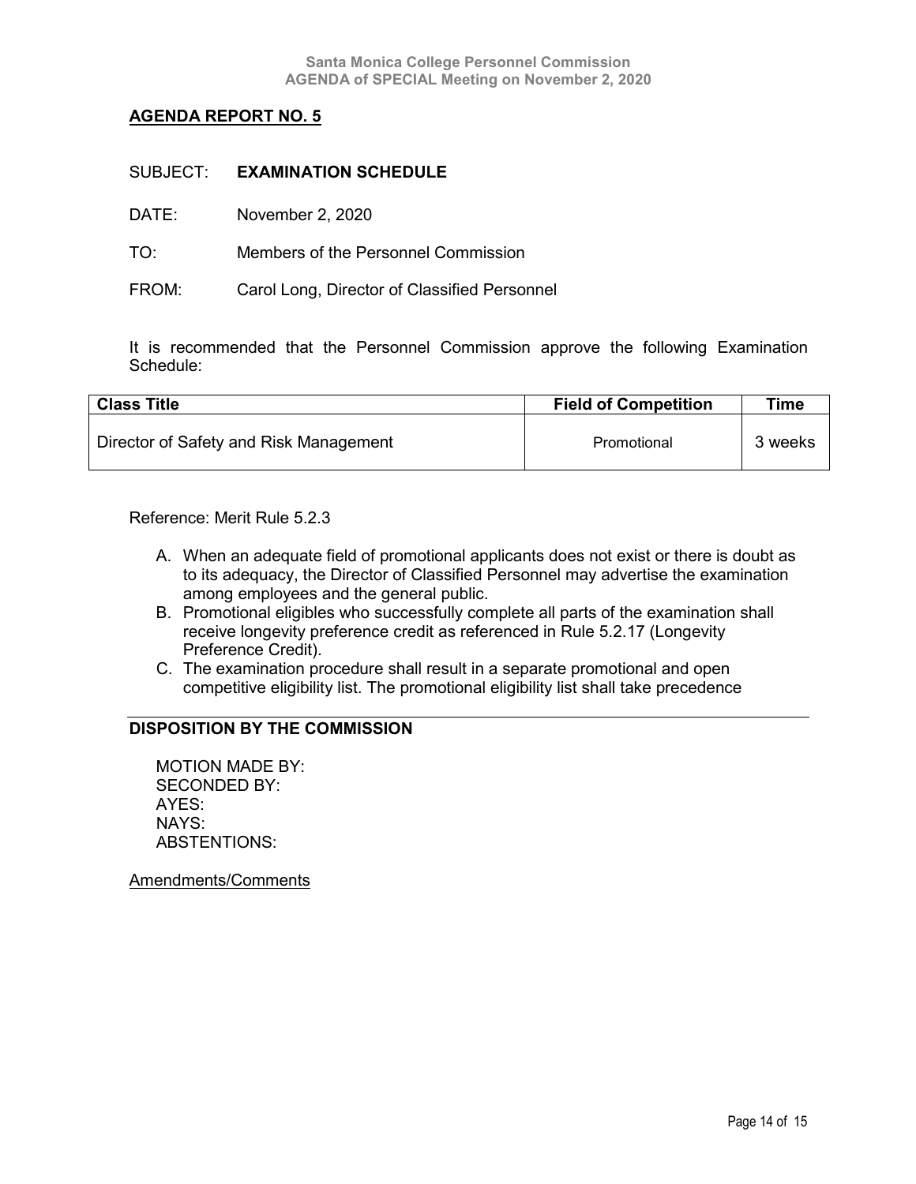## AGENDA REPORT NO. 5

SUBJECT: **EXAMINATION SCHEDULE**

DATE: November 2, 2020

TO: Members of the Personnel Commission

FROM: Carol Long, Director of Classified Personnel

It is recommended that the Personnel Commission approve the following Examination Schedule:

| Class Title | Field of Competition | Time |
|---|---|---|
| Director of Safety and Risk Management | Promotional | 3 weeks |

Reference: Merit Rule 5.2.3

A. When an adequate field of promotional applicants does not exist or there is doubt as to its adequacy, the Director of Classified Personnel may advertise the examination among employees and the general public.
B. Promotional eligibles who successfully complete all parts of the examination shall receive longevity preference credit as referenced in Rule 5.2.17 (Longevity Preference Credit).
C. The examination procedure shall result in a separate promotional and open competitive eligibility list. The promotional eligibility list shall take precedence

### DISPOSITION BY THE COMMISSION

MOTION MADE BY:
SECONDED BY:
AYES:
NAYS:
ABSTENTIONS:

Amendments/Comments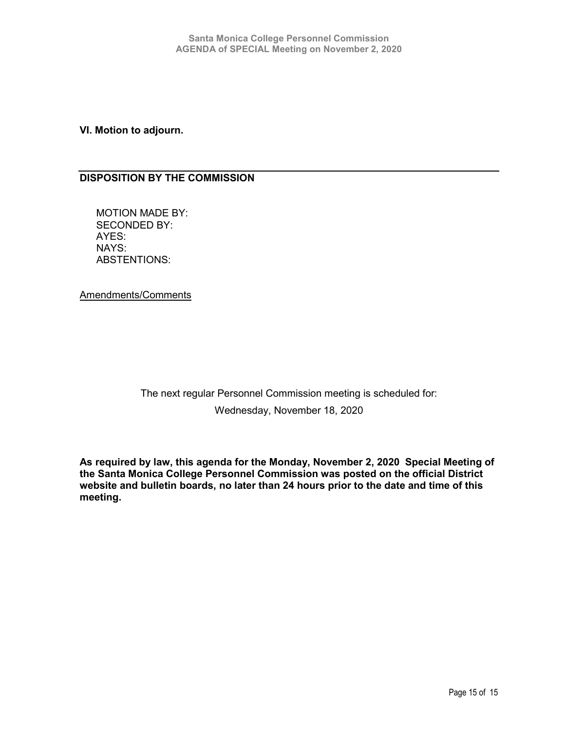**VI. Motion to adjourn.**

---

## DISPOSITION BY THE COMMISSION

MOTION MADE BY:
SECONDED BY:
AYES:
NAYS:
ABSTENTIONS:

Amendments/Comments

The next regular Personnel Commission meeting is scheduled for:

Wednesday, November 18, 2020

**As required by law, this agenda for the Monday, November 2, 2020 Special Meeting of the Santa Monica College Personnel Commission was posted on the official District website and bulletin boards, no later than 24 hours prior to the date and time of this meeting.**